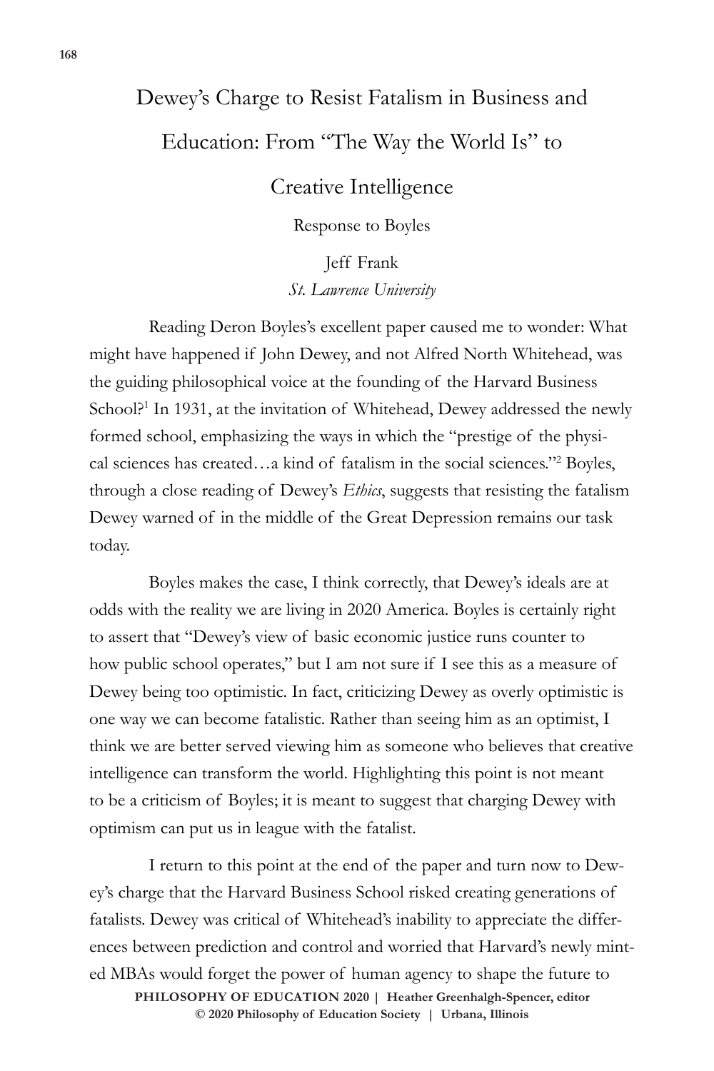# Dewey's Charge to Resist Fatalism in Business and Education: From "The Way the World Is" to Creative Intelligence

Response to Boyles

Jeff Frank
*St. Lawrence University*

Reading Deron Boyles's excellent paper caused me to wonder: What might have happened if John Dewey, and not Alfred North Whitehead, was the guiding philosophical voice at the founding of the Harvard Business School?[1] In 1931, at the invitation of Whitehead, Dewey addressed the newly formed school, emphasizing the ways in which the "prestige of the physical sciences has created…a kind of fatalism in the social sciences."[2] Boyles, through a close reading of Dewey's *Ethics*, suggests that resisting the fatalism Dewey warned of in the middle of the Great Depression remains our task today.

Boyles makes the case, I think correctly, that Dewey's ideals are at odds with the reality we are living in 2020 America. Boyles is certainly right to assert that "Dewey's view of basic economic justice runs counter to how public school operates," but I am not sure if I see this as a measure of Dewey being too optimistic. In fact, criticizing Dewey as overly optimistic is one way we can become fatalistic. Rather than seeing him as an optimist, I think we are better served viewing him as someone who believes that creative intelligence can transform the world. Highlighting this point is not meant to be a criticism of Boyles; it is meant to suggest that charging Dewey with optimism can put us in league with the fatalist.

I return to this point at the end of the paper and turn now to Dewey's charge that the Harvard Business School risked creating generations of fatalists. Dewey was critical of Whitehead's inability to appreciate the differences between prediction and control and worried that Harvard's newly minted MBAs would forget the power of human agency to shape the future to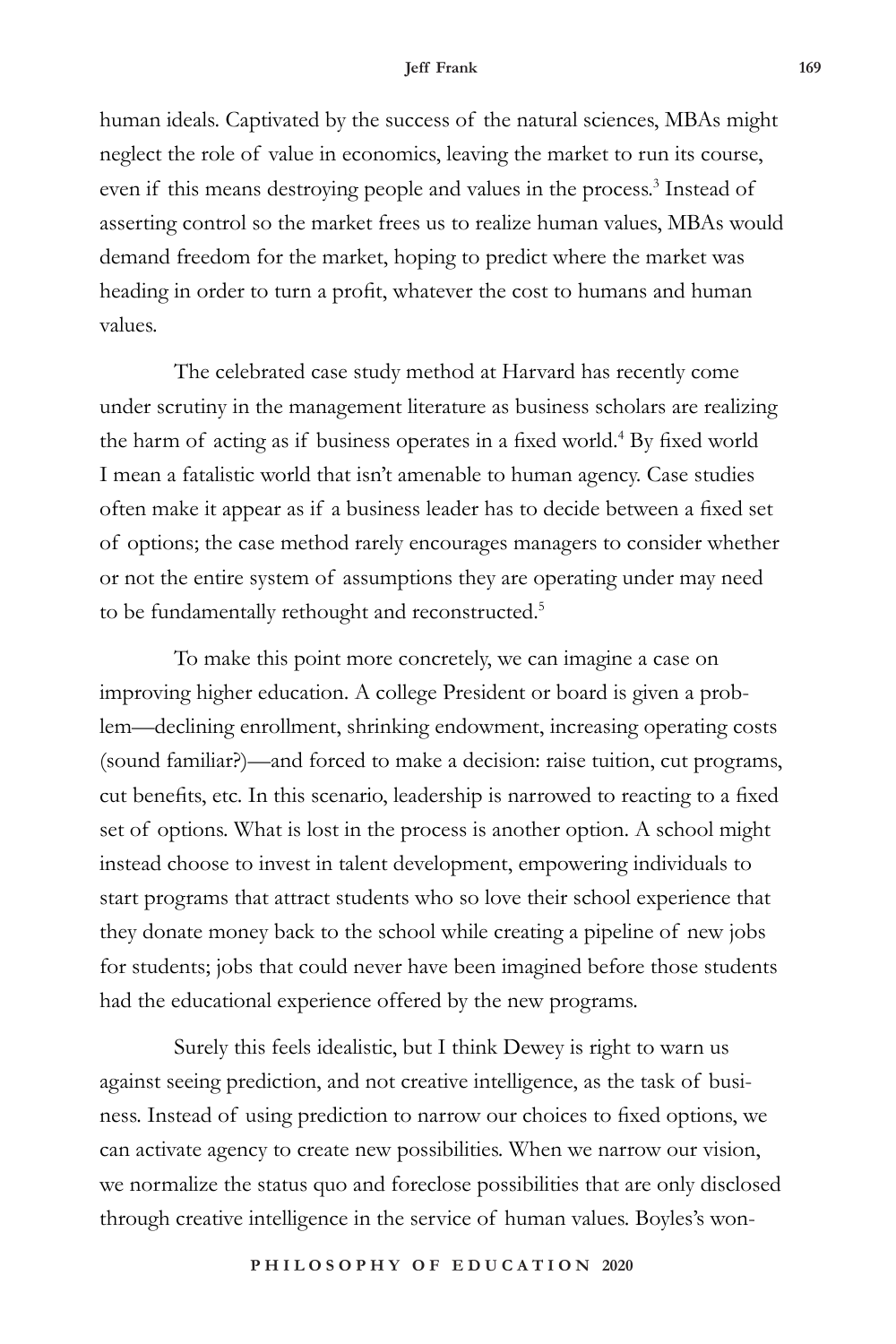human ideals. Captivated by the success of the natural sciences, MBAs might neglect the role of value in economics, leaving the market to run its course, even if this means destroying people and values in the process.[3] Instead of asserting control so the market frees us to realize human values, MBAs would demand freedom for the market, hoping to predict where the market was heading in order to turn a profit, whatever the cost to humans and human values.

The celebrated case study method at Harvard has recently come under scrutiny in the management literature as business scholars are realizing the harm of acting as if business operates in a fixed world.[4] By fixed world I mean a fatalistic world that isn't amenable to human agency. Case studies often make it appear as if a business leader has to decide between a fixed set of options; the case method rarely encourages managers to consider whether or not the entire system of assumptions they are operating under may need to be fundamentally rethought and reconstructed.[5]

To make this point more concretely, we can imagine a case on improving higher education. A college President or board is given a problem—declining enrollment, shrinking endowment, increasing operating costs (sound familiar?)—and forced to make a decision: raise tuition, cut programs, cut benefits, etc. In this scenario, leadership is narrowed to reacting to a fixed set of options. What is lost in the process is another option. A school might instead choose to invest in talent development, empowering individuals to start programs that attract students who so love their school experience that they donate money back to the school while creating a pipeline of new jobs for students; jobs that could never have been imagined before those students had the educational experience offered by the new programs.

Surely this feels idealistic, but I think Dewey is right to warn us against seeing prediction, and not creative intelligence, as the task of business. Instead of using prediction to narrow our choices to fixed options, we can activate agency to create new possibilities. When we narrow our vision, we normalize the status quo and foreclose possibilities that are only disclosed through creative intelligence in the service of human values. Boyles's won-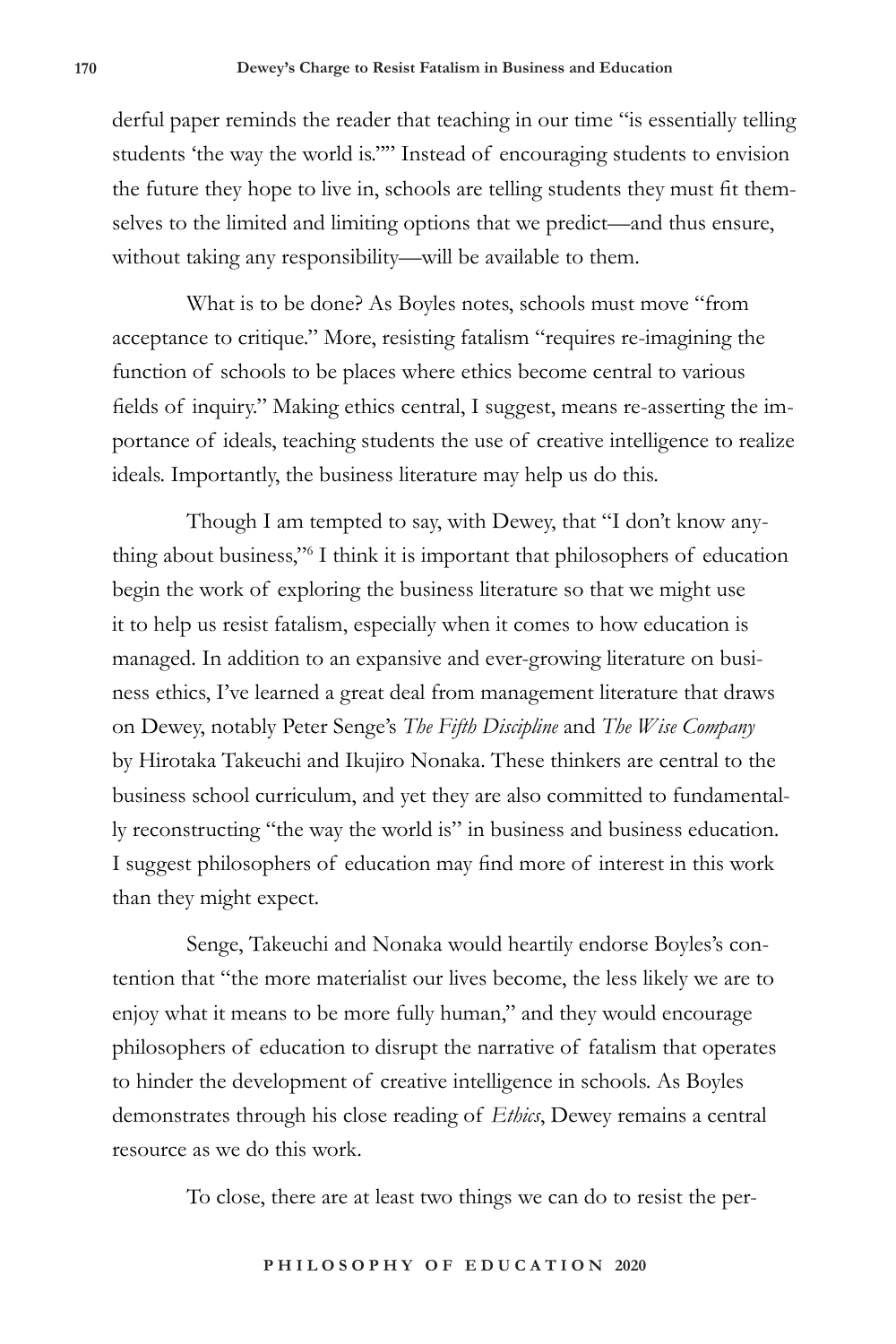derful paper reminds the reader that teaching in our time "is essentially telling students 'the way the world is.'" Instead of encouraging students to envision the future they hope to live in, schools are telling students they must fit themselves to the limited and limiting options that we predict—and thus ensure, without taking any responsibility—will be available to them.

What is to be done? As Boyles notes, schools must move "from acceptance to critique." More, resisting fatalism "requires re-imagining the function of schools to be places where ethics become central to various fields of inquiry." Making ethics central, I suggest, means re-asserting the importance of ideals, teaching students the use of creative intelligence to realize ideals. Importantly, the business literature may help us do this.

Though I am tempted to say, with Dewey, that "I don't know anything about business,"[6] I think it is important that philosophers of education begin the work of exploring the business literature so that we might use it to help us resist fatalism, especially when it comes to how education is managed. In addition to an expansive and ever-growing literature on business ethics, I've learned a great deal from management literature that draws on Dewey, notably Peter Senge's *The Fifth Discipline* and *The Wise Company* by Hirotaka Takeuchi and Ikujiro Nonaka. These thinkers are central to the business school curriculum, and yet they are also committed to fundamentally reconstructing "the way the world is" in business and business education. I suggest philosophers of education may find more of interest in this work than they might expect.

Senge, Takeuchi and Nonaka would heartily endorse Boyles's contention that "the more materialist our lives become, the less likely we are to enjoy what it means to be more fully human," and they would encourage philosophers of education to disrupt the narrative of fatalism that operates to hinder the development of creative intelligence in schools. As Boyles demonstrates through his close reading of *Ethics*, Dewey remains a central resource as we do this work.

To close, there are at least two things we can do to resist the per-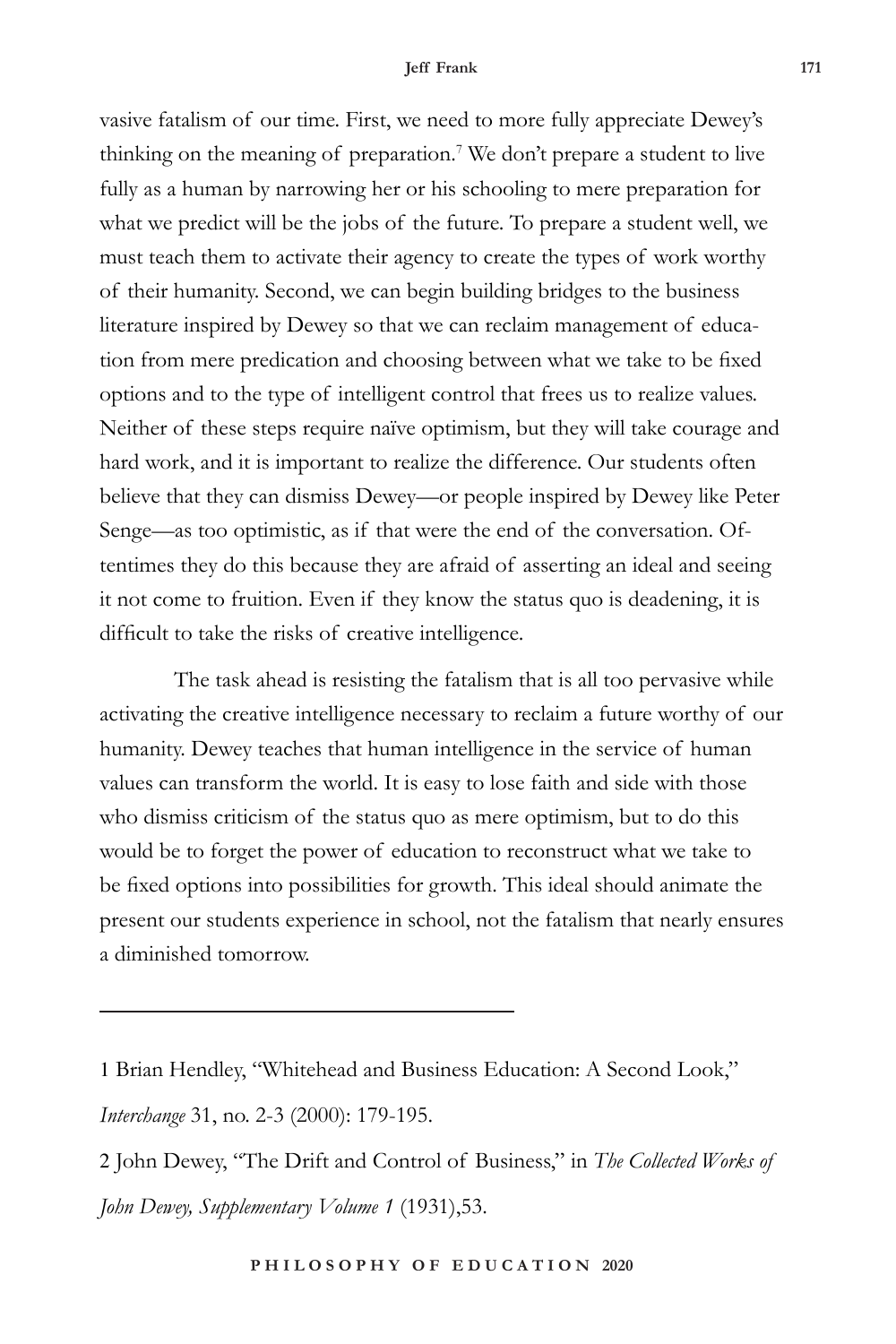vasive fatalism of our time. First, we need to more fully appreciate Dewey's thinking on the meaning of preparation.[7] We don't prepare a student to live fully as a human by narrowing her or his schooling to mere preparation for what we predict will be the jobs of the future. To prepare a student well, we must teach them to activate their agency to create the types of work worthy of their humanity. Second, we can begin building bridges to the business literature inspired by Dewey so that we can reclaim management of education from mere predication and choosing between what we take to be fixed options and to the type of intelligent control that frees us to realize values. Neither of these steps require naïve optimism, but they will take courage and hard work, and it is important to realize the difference. Our students often believe that they can dismiss Dewey—or people inspired by Dewey like Peter Senge—as too optimistic, as if that were the end of the conversation. Oftentimes they do this because they are afraid of asserting an ideal and seeing it not come to fruition. Even if they know the status quo is deadening, it is difficult to take the risks of creative intelligence.

The task ahead is resisting the fatalism that is all too pervasive while activating the creative intelligence necessary to reclaim a future worthy of our humanity. Dewey teaches that human intelligence in the service of human values can transform the world. It is easy to lose faith and side with those who dismiss criticism of the status quo as mere optimism, but to do this would be to forget the power of education to reconstruct what we take to be fixed options into possibilities for growth. This ideal should animate the present our students experience in school, not the fatalism that nearly ensures a diminished tomorrow.

---

1 Brian Hendley, "Whitehead and Business Education: A Second Look," *Interchange* 31, no. 2-3 (2000): 179-195.

2 John Dewey, "The Drift and Control of Business," in *The Collected Works of John Dewey, Supplementary Volume 1* (1931),53.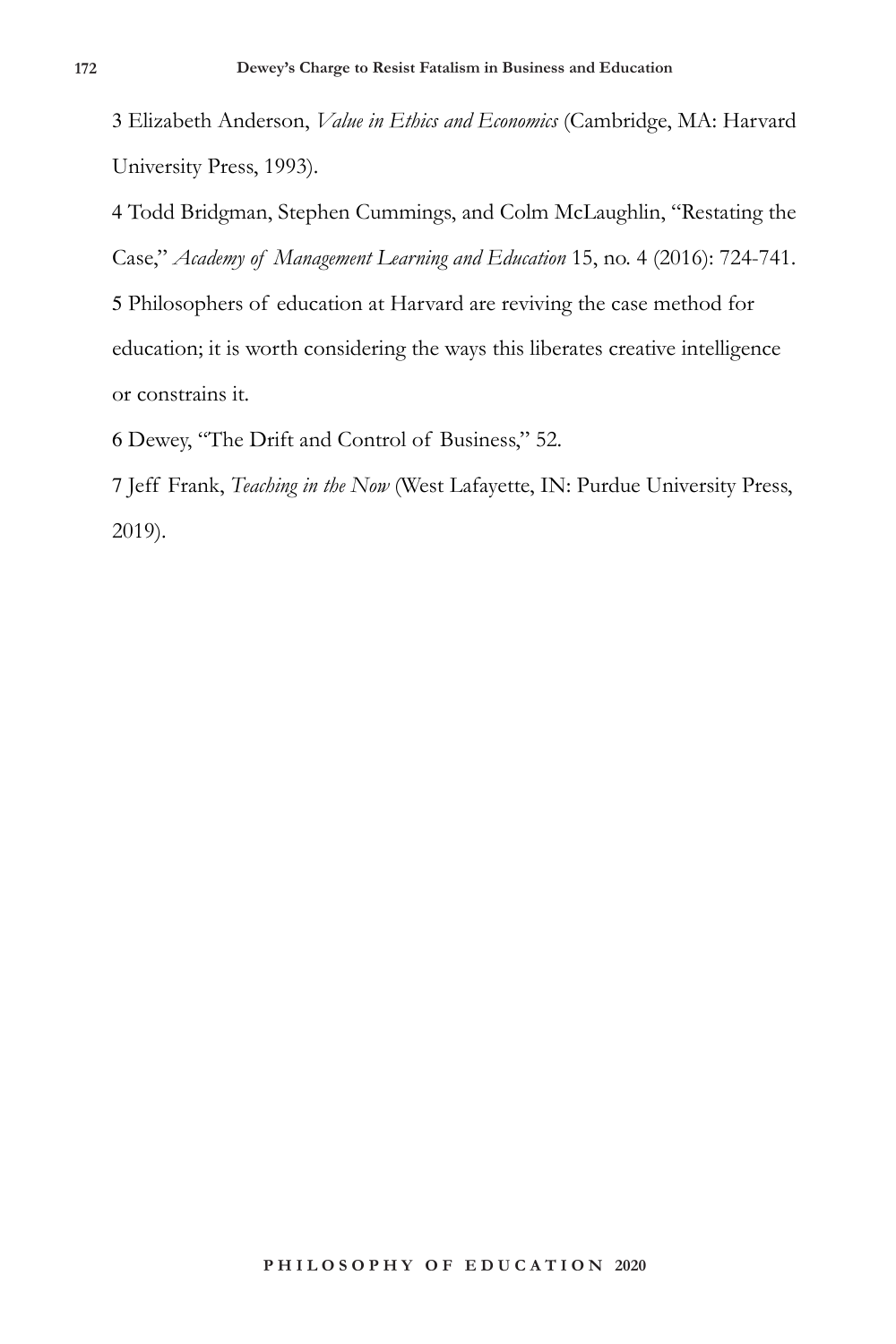3 Elizabeth Anderson, *Value in Ethics and Economics* (Cambridge, MA: Harvard University Press, 1993).

4 Todd Bridgman, Stephen Cummings, and Colm McLaughlin, "Restating the Case," *Academy of Management Learning and Education* 15, no. 4 (2016): 724-741.

5 Philosophers of education at Harvard are reviving the case method for education; it is worth considering the ways this liberates creative intelligence or constrains it.

6 Dewey, "The Drift and Control of Business," 52.

7 Jeff Frank, *Teaching in the Now* (West Lafayette, IN: Purdue University Press, 2019).